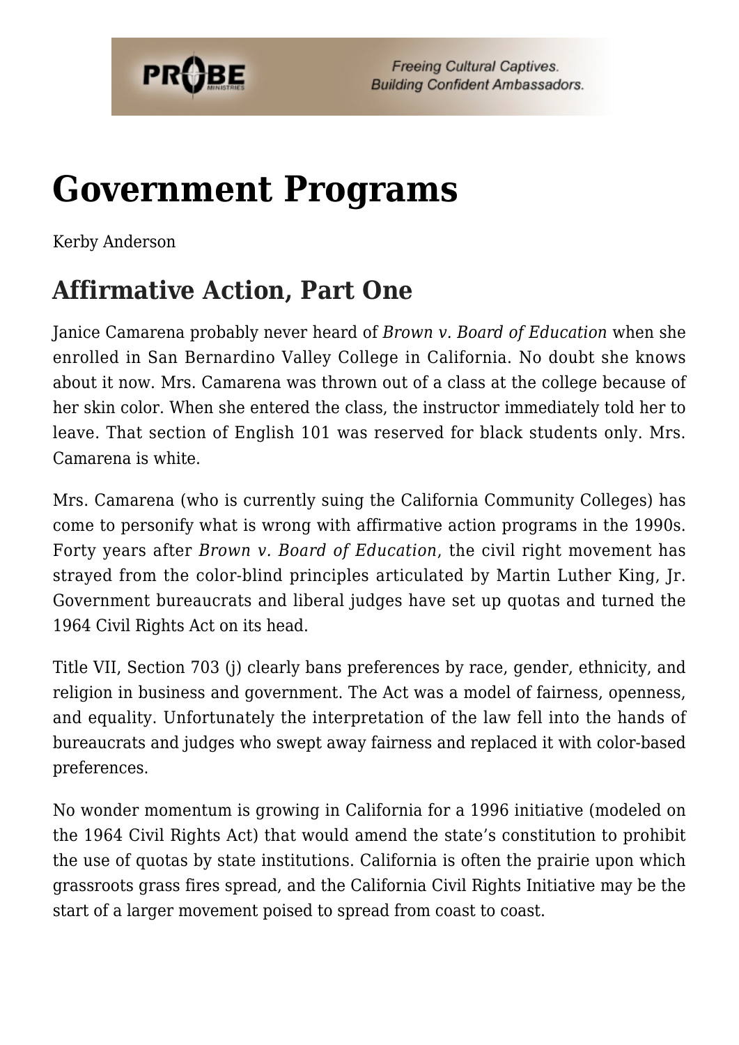# Government Programs

Kerby Anderson

## Affirmative Action, Part One

Janice Camarena probably never heard of *Brown v. Board of Education* when she enrolled in San Bernardino Valley College in California. No doubt she knows about it now. Mrs. Camarena was thrown out of a class at the college because of her skin color. When she entered the class, the instructor immediately told her to leave. That section of English 101 was reserved for black students only. Mrs. Camarena is white.

Mrs. Camarena (who is currently suing the California Community Colleges) has come to personify what is wrong with affirmative action programs in the 1990s. Forty years after *Brown v. Board of Education*, the civil right movement has strayed from the color-blind principles articulated by Martin Luther King, Jr. Government bureaucrats and liberal judges have set up quotas and turned the 1964 Civil Rights Act on its head.

Title VII, Section 703 (j) clearly bans preferences by race, gender, ethnicity, and religion in business and government. The Act was a model of fairness, openness, and equality. Unfortunately the interpretation of the law fell into the hands of bureaucrats and judges who swept away fairness and replaced it with color-based preferences.

No wonder momentum is growing in California for a 1996 initiative (modeled on the 1964 Civil Rights Act) that would amend the state's constitution to prohibit the use of quotas by state institutions. California is often the prairie upon which grassroots grass fires spread, and the California Civil Rights Initiative may be the start of a larger movement poised to spread from coast to coast.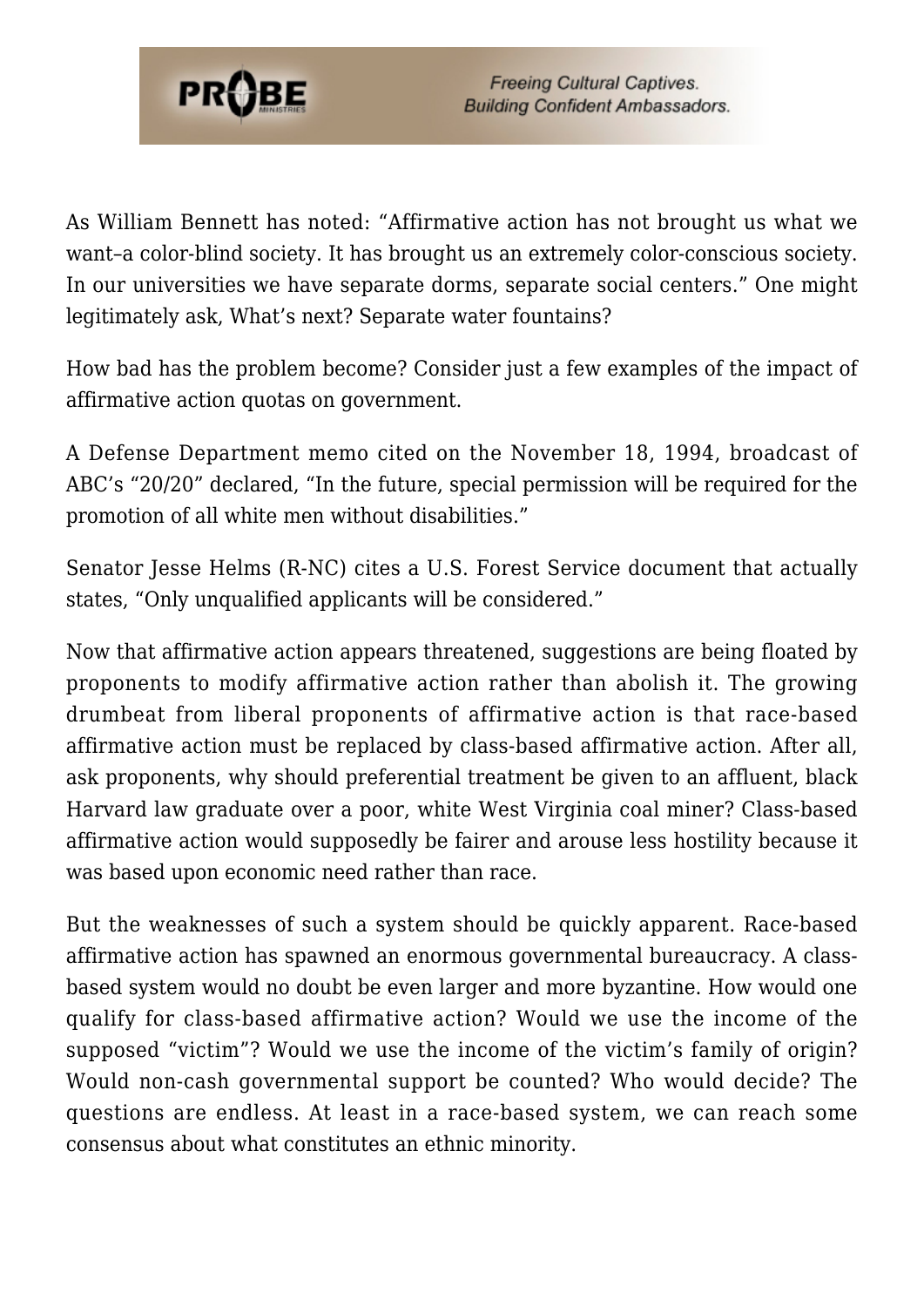As William Bennett has noted: “Affirmative action has not brought us what we want–a color-blind society. It has brought us an extremely color-conscious society. In our universities we have separate dorms, separate social centers.” One might legitimately ask, What’s next? Separate water fountains?

How bad has the problem become? Consider just a few examples of the impact of affirmative action quotas on government.

A Defense Department memo cited on the November 18, 1994, broadcast of ABC’s “20/20” declared, “In the future, special permission will be required for the promotion of all white men without disabilities.”

Senator Jesse Helms (R-NC) cites a U.S. Forest Service document that actually states, “Only unqualified applicants will be considered.”

Now that affirmative action appears threatened, suggestions are being floated by proponents to modify affirmative action rather than abolish it. The growing drumbeat from liberal proponents of affirmative action is that race-based affirmative action must be replaced by class-based affirmative action. After all, ask proponents, why should preferential treatment be given to an affluent, black Harvard law graduate over a poor, white West Virginia coal miner? Class-based affirmative action would supposedly be fairer and arouse less hostility because it was based upon economic need rather than race.

But the weaknesses of such a system should be quickly apparent. Race-based affirmative action has spawned an enormous governmental bureaucracy. A class-based system would no doubt be even larger and more byzantine. How would one qualify for class-based affirmative action? Would we use the income of the supposed “victim”? Would we use the income of the victim’s family of origin? Would non-cash governmental support be counted? Who would decide? The questions are endless. At least in a race-based system, we can reach some consensus about what constitutes an ethnic minority.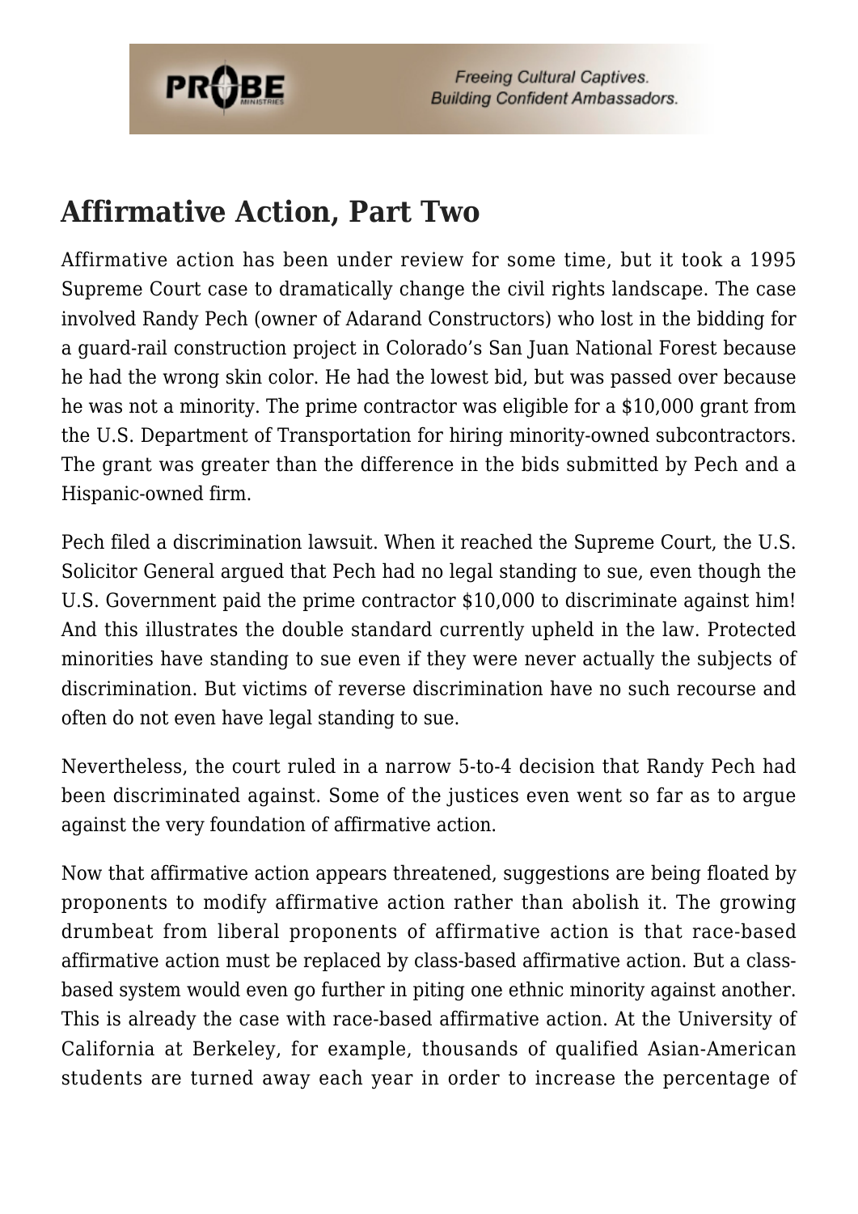## Affirmative Action, Part Two

Affirmative action has been under review for some time, but it took a 1995 Supreme Court case to dramatically change the civil rights landscape. The case involved Randy Pech (owner of Adarand Constructors) who lost in the bidding for a guard-rail construction project in Colorado's San Juan National Forest because he had the wrong skin color. He had the lowest bid, but was passed over because he was not a minority. The prime contractor was eligible for a $10,000 grant from the U.S. Department of Transportation for hiring minority-owned subcontractors. The grant was greater than the difference in the bids submitted by Pech and a Hispanic-owned firm.

Pech filed a discrimination lawsuit. When it reached the Supreme Court, the U.S. Solicitor General argued that Pech had no legal standing to sue, even though the U.S. Government paid the prime contractor $10,000 to discriminate against him! And this illustrates the double standard currently upheld in the law. Protected minorities have standing to sue even if they were never actually the subjects of discrimination. But victims of reverse discrimination have no such recourse and often do not even have legal standing to sue.

Nevertheless, the court ruled in a narrow 5-to-4 decision that Randy Pech had been discriminated against. Some of the justices even went so far as to argue against the very foundation of affirmative action.

Now that affirmative action appears threatened, suggestions are being floated by proponents to modify affirmative action rather than abolish it. The growing drumbeat from liberal proponents of affirmative action is that race-based affirmative action must be replaced by class-based affirmative action. But a class-based system would even go further in piting one ethnic minority against another. This is already the case with race-based affirmative action. At the University of California at Berkeley, for example, thousands of qualified Asian-American students are turned away each year in order to increase the percentage of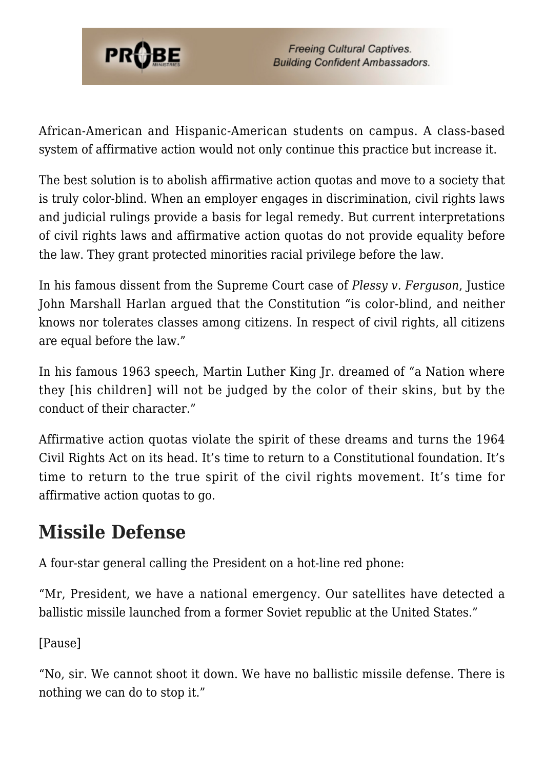African-American and Hispanic-American students on campus. A class-based system of affirmative action would not only continue this practice but increase it.

The best solution is to abolish affirmative action quotas and move to a society that is truly color-blind. When an employer engages in discrimination, civil rights laws and judicial rulings provide a basis for legal remedy. But current interpretations of civil rights laws and affirmative action quotas do not provide equality before the law. They grant protected minorities racial privilege before the law.

In his famous dissent from the Supreme Court case of *Plessy v. Ferguson*, Justice John Marshall Harlan argued that the Constitution "is color-blind, and neither knows nor tolerates classes among citizens. In respect of civil rights, all citizens are equal before the law."

In his famous 1963 speech, Martin Luther King Jr. dreamed of "a Nation where they [his children] will not be judged by the color of their skins, but by the conduct of their character."

Affirmative action quotas violate the spirit of these dreams and turns the 1964 Civil Rights Act on its head. It's time to return to a Constitutional foundation. It's time to return to the true spirit of the civil rights movement. It's time for affirmative action quotas to go.

## Missile Defense

A four-star general calling the President on a hot-line red phone:

"Mr, President, we have a national emergency. Our satellites have detected a ballistic missile launched from a former Soviet republic at the United States."

[Pause]

"No, sir. We cannot shoot it down. We have no ballistic missile defense. There is nothing we can do to stop it."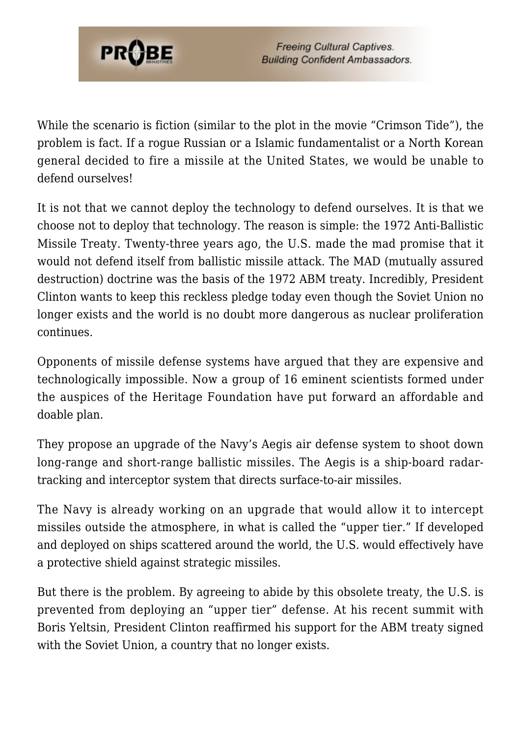While the scenario is fiction (similar to the plot in the movie "Crimson Tide"), the problem is fact. If a rogue Russian or a Islamic fundamentalist or a North Korean general decided to fire a missile at the United States, we would be unable to defend ourselves!

It is not that we cannot deploy the technology to defend ourselves. It is that we choose not to deploy that technology. The reason is simple: the 1972 Anti-Ballistic Missile Treaty. Twenty-three years ago, the U.S. made the mad promise that it would not defend itself from ballistic missile attack. The MAD (mutually assured destruction) doctrine was the basis of the 1972 ABM treaty. Incredibly, President Clinton wants to keep this reckless pledge today even though the Soviet Union no longer exists and the world is no doubt more dangerous as nuclear proliferation continues.

Opponents of missile defense systems have argued that they are expensive and technologically impossible. Now a group of 16 eminent scientists formed under the auspices of the Heritage Foundation have put forward an affordable and doable plan.

They propose an upgrade of the Navy's Aegis air defense system to shoot down long-range and short-range ballistic missiles. The Aegis is a ship-board radar-tracking and interceptor system that directs surface-to-air missiles.

The Navy is already working on an upgrade that would allow it to intercept missiles outside the atmosphere, in what is called the "upper tier." If developed and deployed on ships scattered around the world, the U.S. would effectively have a protective shield against strategic missiles.

But there is the problem. By agreeing to abide by this obsolete treaty, the U.S. is prevented from deploying an "upper tier" defense. At his recent summit with Boris Yeltsin, President Clinton reaffirmed his support for the ABM treaty signed with the Soviet Union, a country that no longer exists.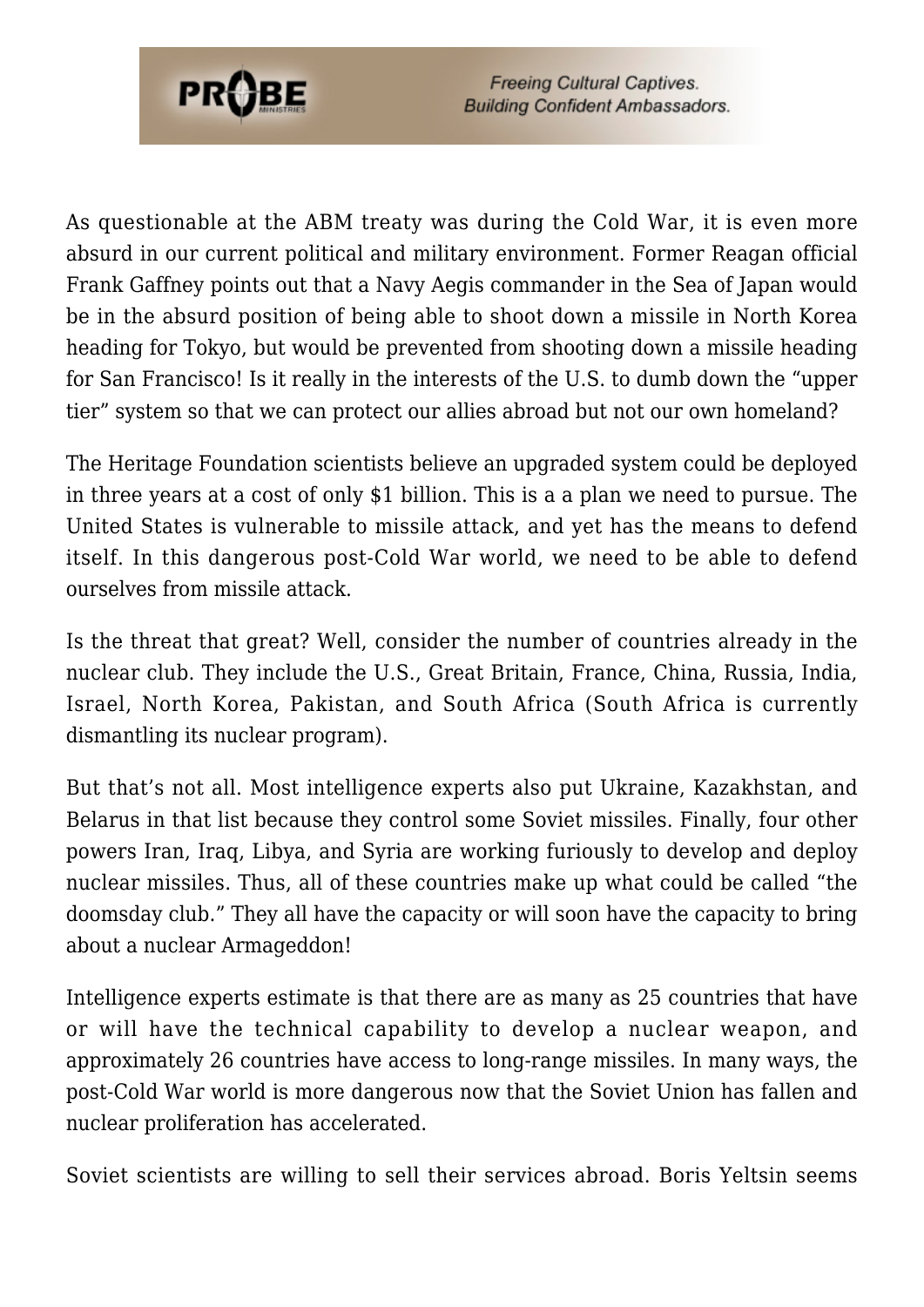As questionable at the ABM treaty was during the Cold War, it is even more absurd in our current political and military environment. Former Reagan official Frank Gaffney points out that a Navy Aegis commander in the Sea of Japan would be in the absurd position of being able to shoot down a missile in North Korea heading for Tokyo, but would be prevented from shooting down a missile heading for San Francisco! Is it really in the interests of the U.S. to dumb down the "upper tier" system so that we can protect our allies abroad but not our own homeland?

The Heritage Foundation scientists believe an upgraded system could be deployed in three years at a cost of only $1 billion. This is a a plan we need to pursue. The United States is vulnerable to missile attack, and yet has the means to defend itself. In this dangerous post-Cold War world, we need to be able to defend ourselves from missile attack.

Is the threat that great? Well, consider the number of countries already in the nuclear club. They include the U.S., Great Britain, France, China, Russia, India, Israel, North Korea, Pakistan, and South Africa (South Africa is currently dismantling its nuclear program).

But that's not all. Most intelligence experts also put Ukraine, Kazakhstan, and Belarus in that list because they control some Soviet missiles. Finally, four other powers Iran, Iraq, Libya, and Syria are working furiously to develop and deploy nuclear missiles. Thus, all of these countries make up what could be called "the doomsday club." They all have the capacity or will soon have the capacity to bring about a nuclear Armageddon!

Intelligence experts estimate is that there are as many as 25 countries that have or will have the technical capability to develop a nuclear weapon, and approximately 26 countries have access to long-range missiles. In many ways, the post-Cold War world is more dangerous now that the Soviet Union has fallen and nuclear proliferation has accelerated.

Soviet scientists are willing to sell their services abroad. Boris Yeltsin seems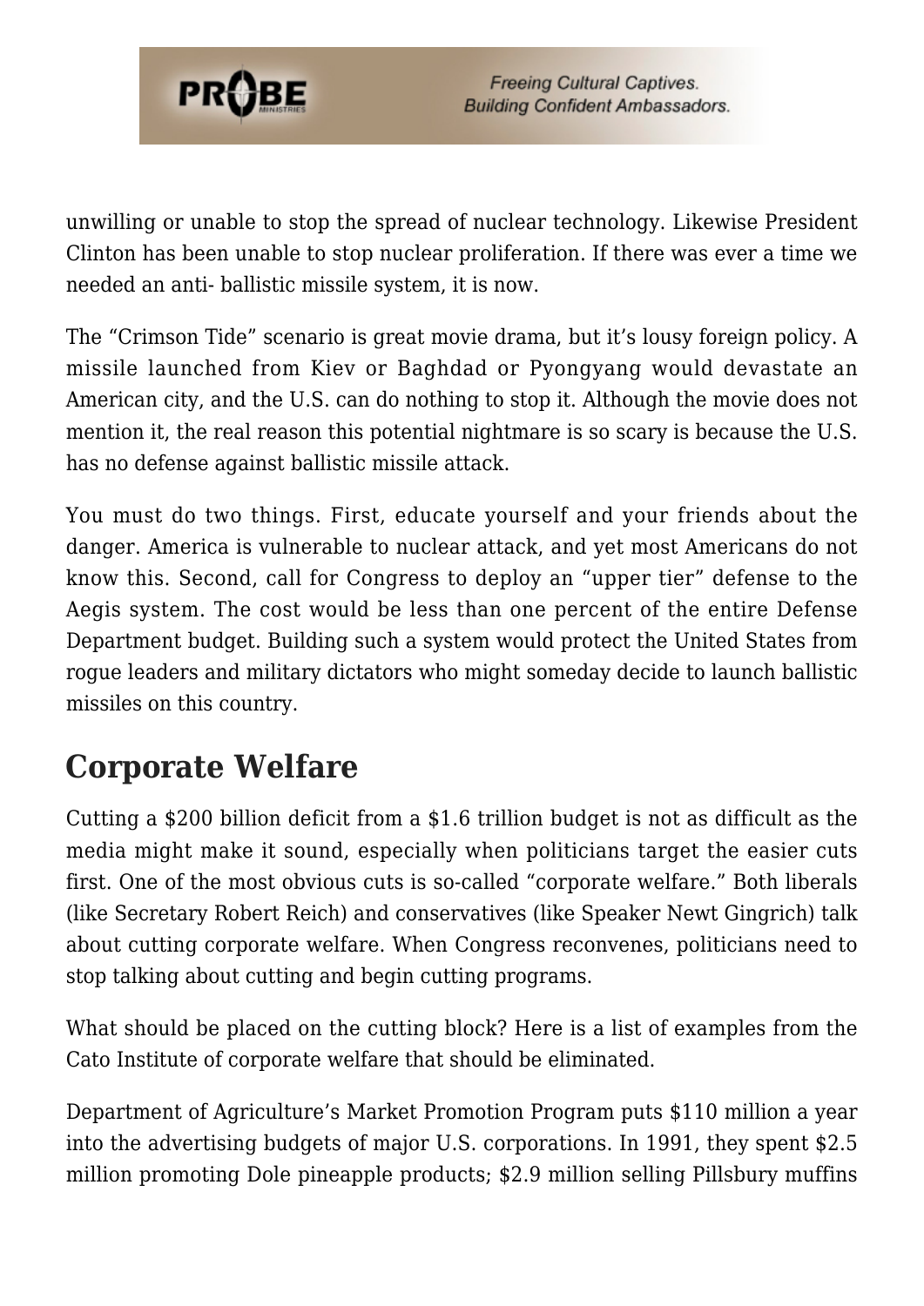unwilling or unable to stop the spread of nuclear technology. Likewise President Clinton has been unable to stop nuclear proliferation. If there was ever a time we needed an anti- ballistic missile system, it is now.

The "Crimson Tide" scenario is great movie drama, but it's lousy foreign policy. A missile launched from Kiev or Baghdad or Pyongyang would devastate an American city, and the U.S. can do nothing to stop it. Although the movie does not mention it, the real reason this potential nightmare is so scary is because the U.S. has no defense against ballistic missile attack.

You must do two things. First, educate yourself and your friends about the danger. America is vulnerable to nuclear attack, and yet most Americans do not know this. Second, call for Congress to deploy an "upper tier" defense to the Aegis system. The cost would be less than one percent of the entire Defense Department budget. Building such a system would protect the United States from rogue leaders and military dictators who might someday decide to launch ballistic missiles on this country.

## Corporate Welfare

Cutting a $200 billion deficit from a $1.6 trillion budget is not as difficult as the media might make it sound, especially when politicians target the easier cuts first. One of the most obvious cuts is so-called "corporate welfare." Both liberals (like Secretary Robert Reich) and conservatives (like Speaker Newt Gingrich) talk about cutting corporate welfare. When Congress reconvenes, politicians need to stop talking about cutting and begin cutting programs.

What should be placed on the cutting block? Here is a list of examples from the Cato Institute of corporate welfare that should be eliminated.

Department of Agriculture's Market Promotion Program puts $110 million a year into the advertising budgets of major U.S. corporations. In 1991, they spent $2.5 million promoting Dole pineapple products; $2.9 million selling Pillsbury muffins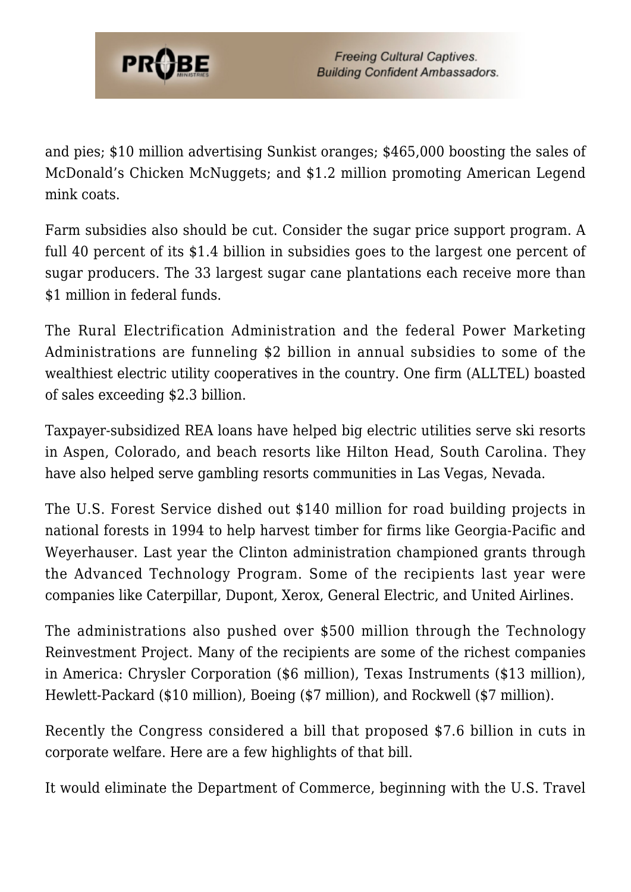and pies; $10 million advertising Sunkist oranges; $465,000 boosting the sales of McDonald's Chicken McNuggets; and $1.2 million promoting American Legend mink coats.

Farm subsidies also should be cut. Consider the sugar price support program. A full 40 percent of its $1.4 billion in subsidies goes to the largest one percent of sugar producers. The 33 largest sugar cane plantations each receive more than $1 million in federal funds.

The Rural Electrification Administration and the federal Power Marketing Administrations are funneling $2 billion in annual subsidies to some of the wealthiest electric utility cooperatives in the country. One firm (ALLTEL) boasted of sales exceeding $2.3 billion.

Taxpayer-subsidized REA loans have helped big electric utilities serve ski resorts in Aspen, Colorado, and beach resorts like Hilton Head, South Carolina. They have also helped serve gambling resorts communities in Las Vegas, Nevada.

The U.S. Forest Service dished out $140 million for road building projects in national forests in 1994 to help harvest timber for firms like Georgia-Pacific and Weyerhauser. Last year the Clinton administration championed grants through the Advanced Technology Program. Some of the recipients last year were companies like Caterpillar, Dupont, Xerox, General Electric, and United Airlines.

The administrations also pushed over $500 million through the Technology Reinvestment Project. Many of the recipients are some of the richest companies in America: Chrysler Corporation ($6 million), Texas Instruments ($13 million), Hewlett-Packard ($10 million), Boeing ($7 million), and Rockwell ($7 million).

Recently the Congress considered a bill that proposed $7.6 billion in cuts in corporate welfare. Here are a few highlights of that bill.

It would eliminate the Department of Commerce, beginning with the U.S. Travel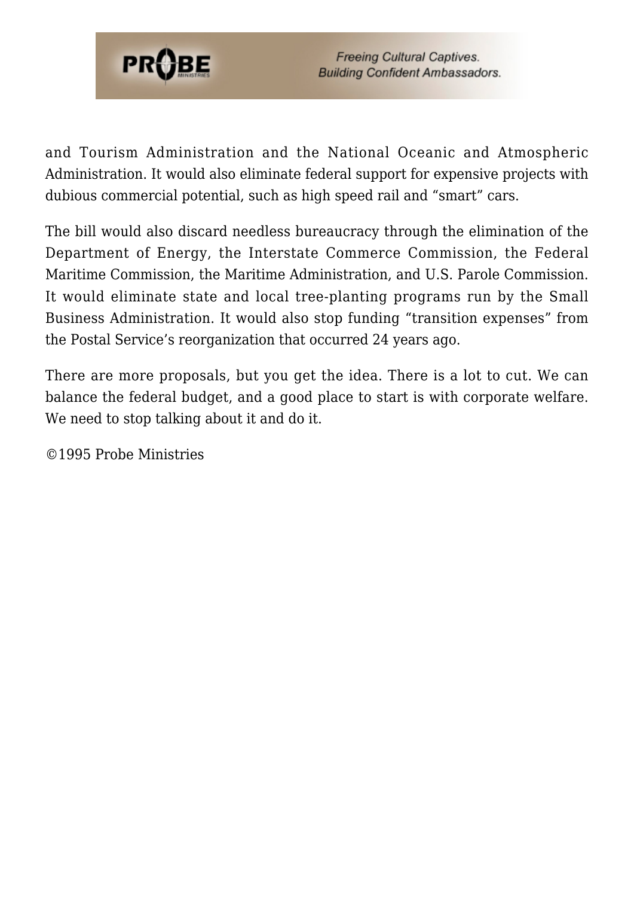and Tourism Administration and the National Oceanic and Atmospheric Administration. It would also eliminate federal support for expensive projects with dubious commercial potential, such as high speed rail and "smart" cars.

The bill would also discard needless bureaucracy through the elimination of the Department of Energy, the Interstate Commerce Commission, the Federal Maritime Commission, the Maritime Administration, and U.S. Parole Commission. It would eliminate state and local tree-planting programs run by the Small Business Administration. It would also stop funding "transition expenses" from the Postal Service's reorganization that occurred 24 years ago.

There are more proposals, but you get the idea. There is a lot to cut. We can balance the federal budget, and a good place to start is with corporate welfare. We need to stop talking about it and do it.

©1995 Probe Ministries